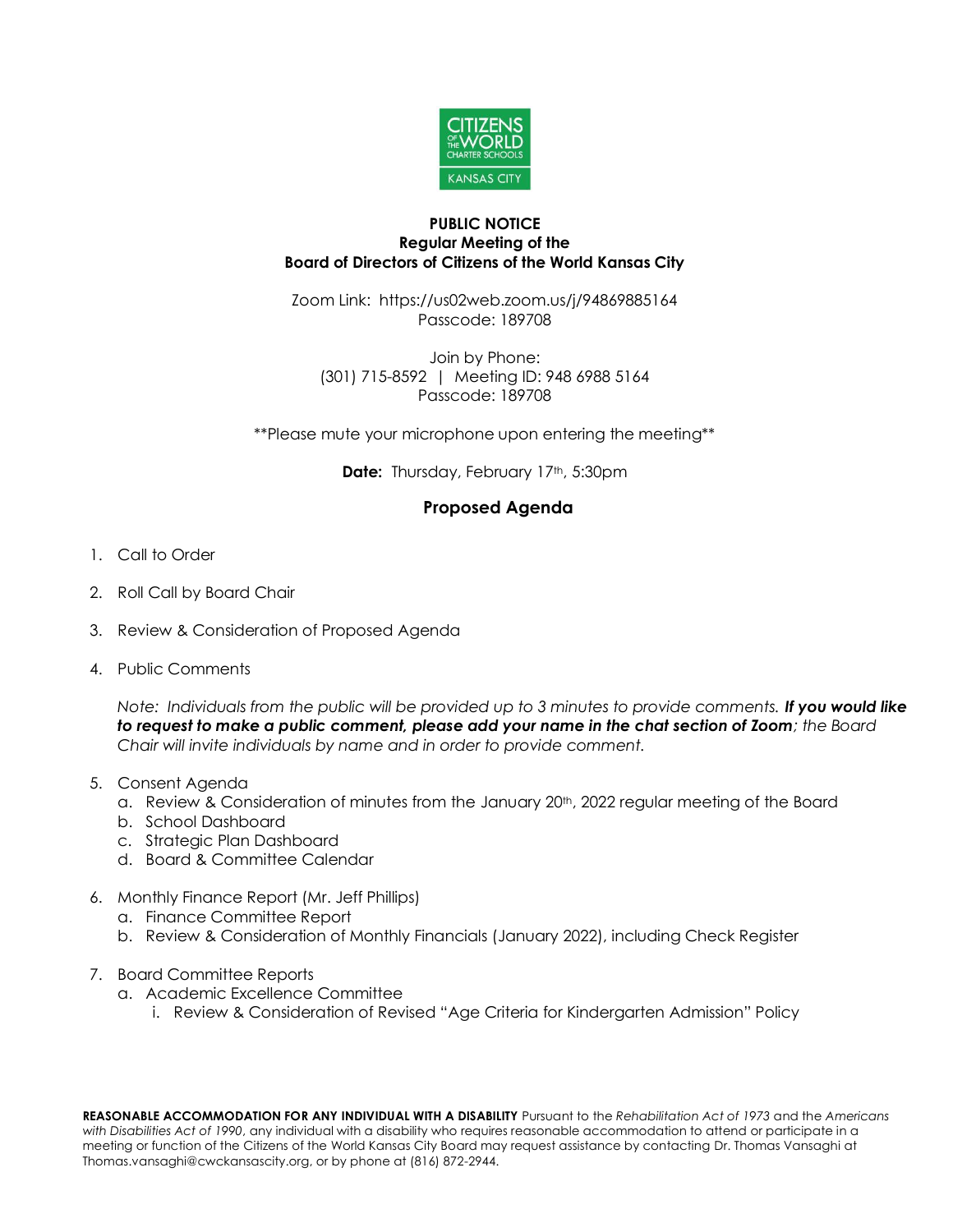**PUBLIC NOTICE**
**Regular Meeting of the**
**Board of Directors of Citizens of the World Kansas City**

Zoom Link: https://us02web.zoom.us/j/94869885164
Passcode: 189708

Join by Phone:
(301) 715-8592 | Meeting ID: 948 6988 5164
Passcode: 189708

**Please mute your microphone upon entering the meeting**

**Date:** Thursday, February 17th, 5:30pm

## Proposed Agenda

1. Call to Order
2. Roll Call by Board Chair
3. Review & Consideration of Proposed Agenda
4. Public Comments

   *Note: Individuals from the public will be provided up to 3 minutes to provide comments.* ***If you would like to request to make a public comment, please add your name in the chat section of Zoom****; the Board Chair will invite individuals by name and in order to provide comment.*

5. Consent Agenda
   a. Review & Consideration of minutes from the January 20th, 2022 regular meeting of the Board
   b. School Dashboard
   c. Strategic Plan Dashboard
   d. Board & Committee Calendar
6. Monthly Finance Report (Mr. Jeff Phillips)
   a. Finance Committee Report
   b. Review & Consideration of Monthly Financials (January 2022), including Check Register
7. Board Committee Reports
   a. Academic Excellence Committee
      i. Review & Consideration of Revised "Age Criteria for Kindergarten Admission" Policy

**REASONABLE ACCOMMODATION FOR ANY INDIVIDUAL WITH A DISABILITY** Pursuant to the *Rehabilitation Act of 1973* and the *Americans with Disabilities Act of 1990*, any individual with a disability who requires reasonable accommodation to attend or participate in a meeting or function of the Citizens of the World Kansas City Board may request assistance by contacting Dr. Thomas Vansaghi at Thomas.vansaghi@cwckansascity.org, or by phone at (816) 872-2944.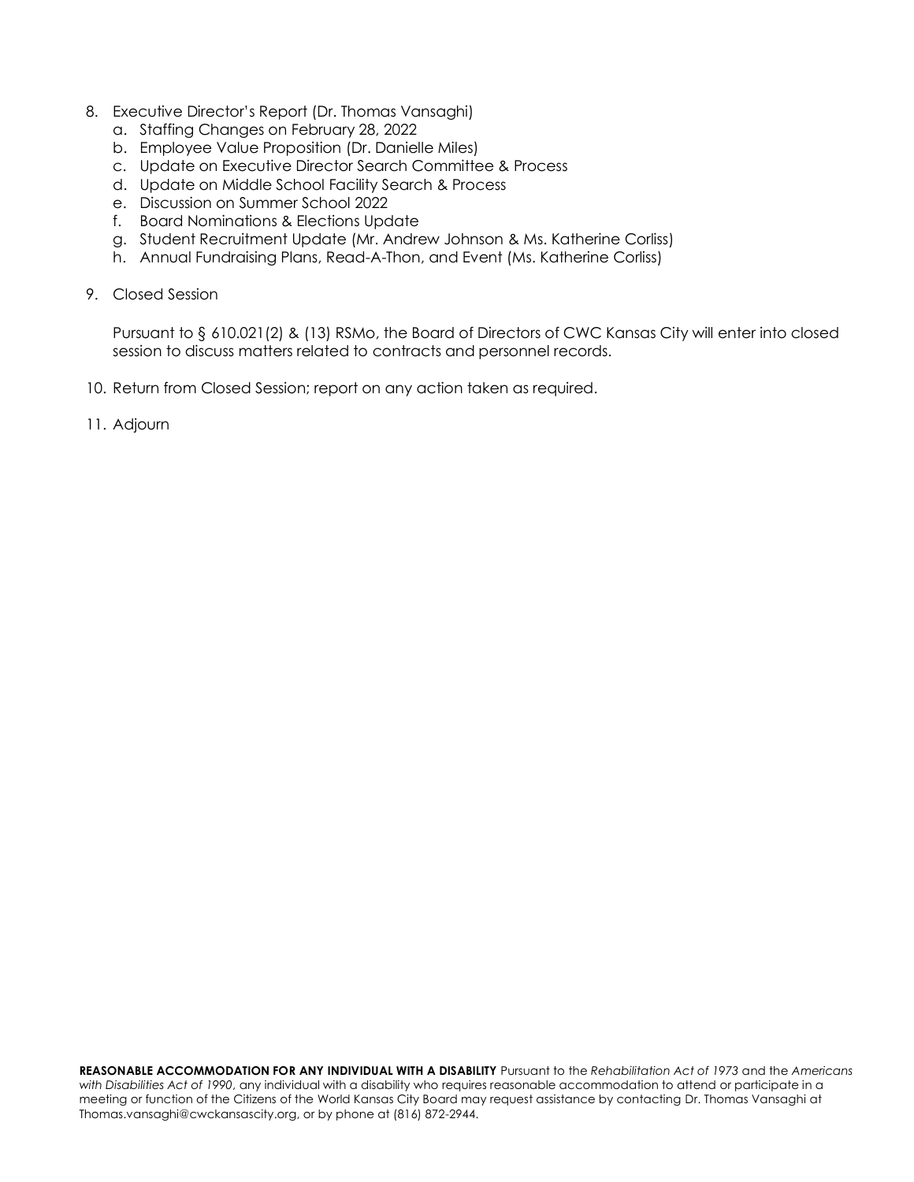8. Executive Director's Report (Dr. Thomas Vansaghi)
   a. Staffing Changes on February 28, 2022
   b. Employee Value Proposition (Dr. Danielle Miles)
   c. Update on Executive Director Search Committee & Process
   d. Update on Middle School Facility Search & Process
   e. Discussion on Summer School 2022
   f. Board Nominations & Elections Update
   g. Student Recruitment Update (Mr. Andrew Johnson & Ms. Katherine Corliss)
   h. Annual Fundraising Plans, Read-A-Thon, and Event (Ms. Katherine Corliss)

9. Closed Session

   Pursuant to § 610.021(2) & (13) RSMo, the Board of Directors of CWC Kansas City will enter into closed session to discuss matters related to contracts and personnel records.

10. Return from Closed Session; report on any action taken as required.

11. Adjourn

**REASONABLE ACCOMMODATION FOR ANY INDIVIDUAL WITH A DISABILITY** Pursuant to the *Rehabilitation Act of 1973* and the *Americans with Disabilities Act of 1990*, any individual with a disability who requires reasonable accommodation to attend or participate in a meeting or function of the Citizens of the World Kansas City Board may request assistance by contacting Dr. Thomas Vansaghi at Thomas.vansaghi@cwckansascity.org, or by phone at (816) 872-2944.